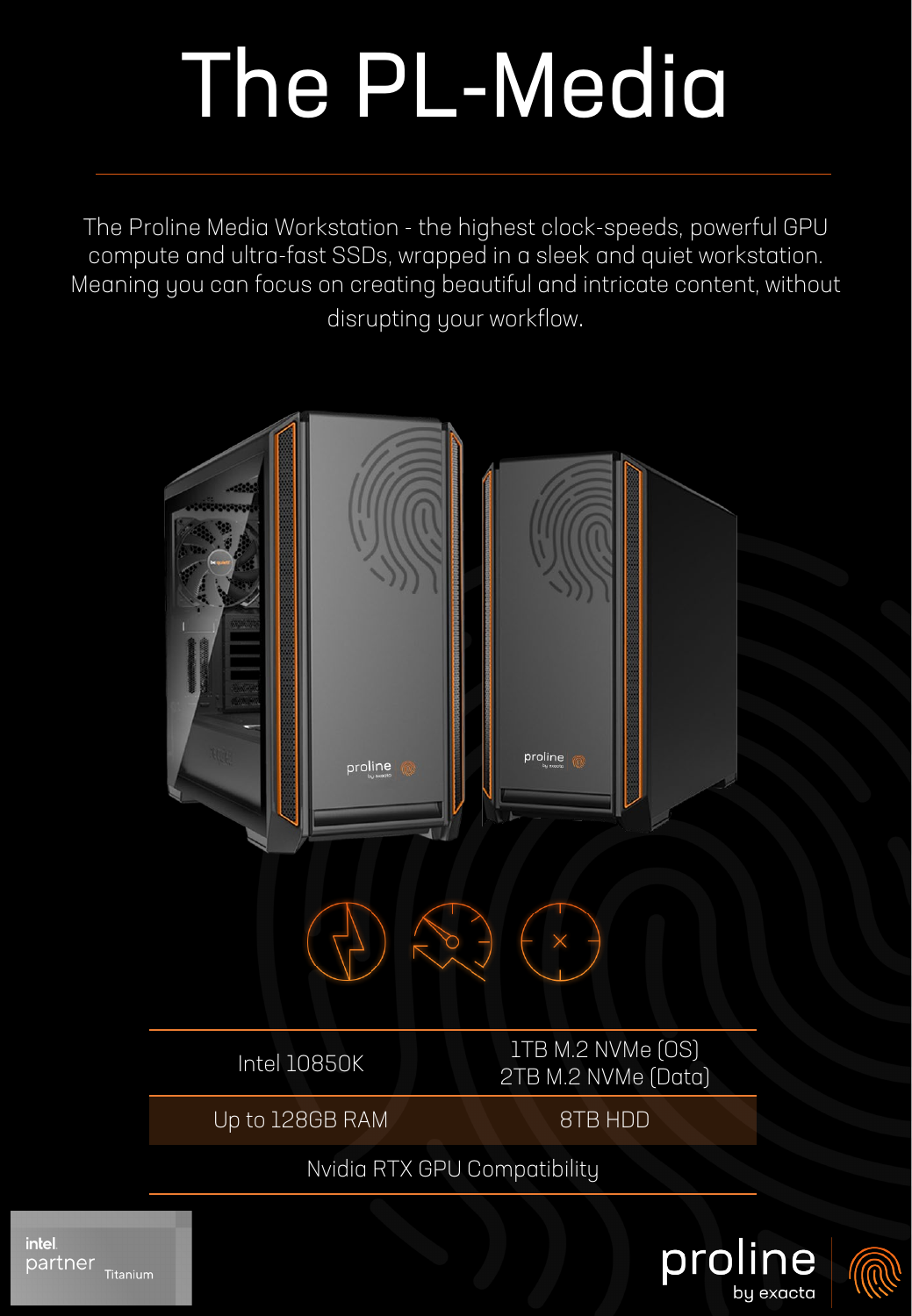# The PL-Media

The Proline Media Workstation - the highest clock-speeds, powerful GPU compute and ultra-fast SSDs, wrapped in a sleek and quiet workstation. Meaning you can focus on creating beautiful and intricate content, without disrupting your workflow.

| | |
|---|---|
| Intel 10850K | 1TB M.2 NVMe (OS)<br>2TB M.2 NVMe (Data) |
| Up to 128GB RAM | 8TB HDD |
| Nvidia RTX GPU Compatibility | |

intel. partner Titanium

proline by exacta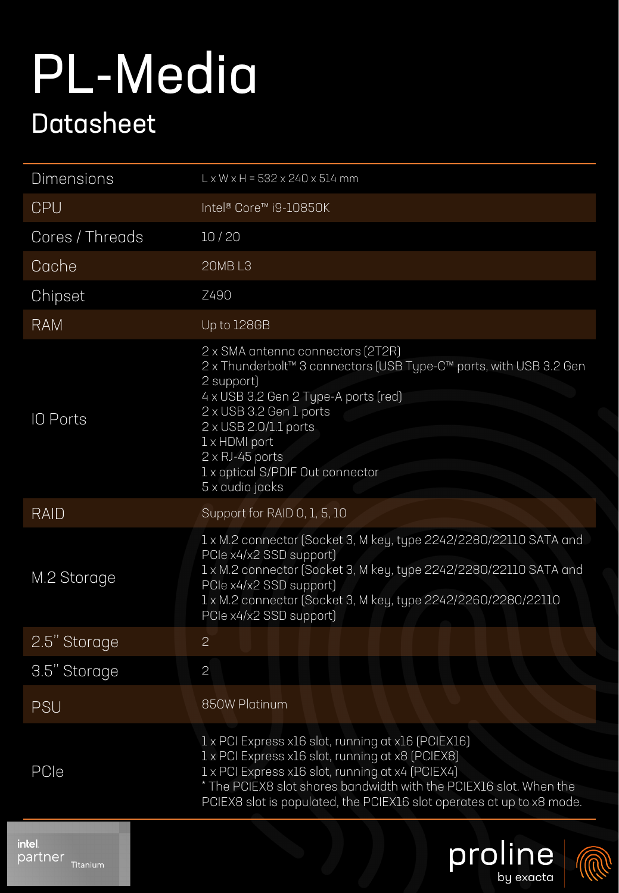# PL-Media

## Datasheet

| | |
|---|---|
| Dimensions | L x W x H = 532 x 240 x 514 mm |
| CPU | Intel® Core™ i9-10850K |
| Cores / Threads | 10 / 20 |
| Cache | 20MB L3 |
| Chipset | Z490 |
| RAM | Up to 128GB |
| IO Ports | 2 x SMA antenna connectors (2T2R)<br>2 x Thunderbolt™ 3 connectors (USB Type-C™ ports, with USB 3.2 Gen 2 support)<br>4 x USB 3.2 Gen 2 Type-A ports (red)<br>2 x USB 3.2 Gen 1 ports<br>2 x USB 2.0/1.1 ports<br>1 x HDMI port<br>2 x RJ-45 ports<br>1 x optical S/PDIF Out connector<br>5 x audio jacks |
| RAID | Support for RAID 0, 1, 5, 10 |
| M.2 Storage | 1 x M.2 connector (Socket 3, M key, type 2242/2280/22110 SATA and PCIe x4/x2 SSD support)<br>1 x M.2 connector (Socket 3, M key, type 2242/2280/22110 SATA and PCIe x4/x2 SSD support)<br>1 x M.2 connector (Socket 3, M key, type 2242/2260/2280/22110 PCIe x4/x2 SSD support) |
| 2.5" Storage | 2 |
| 3.5" Storage | 2 |
| PSU | 850W Platinum |
| PCIe | 1 x PCI Express x16 slot, running at x16 (PCIEX16)<br>1 x PCI Express x16 slot, running at x8 (PCIEX8)<br>1 x PCI Express x16 slot, running at x4 (PCIEX4)<br>* The PCIEX8 slot shares bandwidth with the PCIEX16 slot. When the PCIEX8 slot is populated, the PCIEX16 slot operates at up to x8 mode. |

intel partner Titanium

proline by exacta